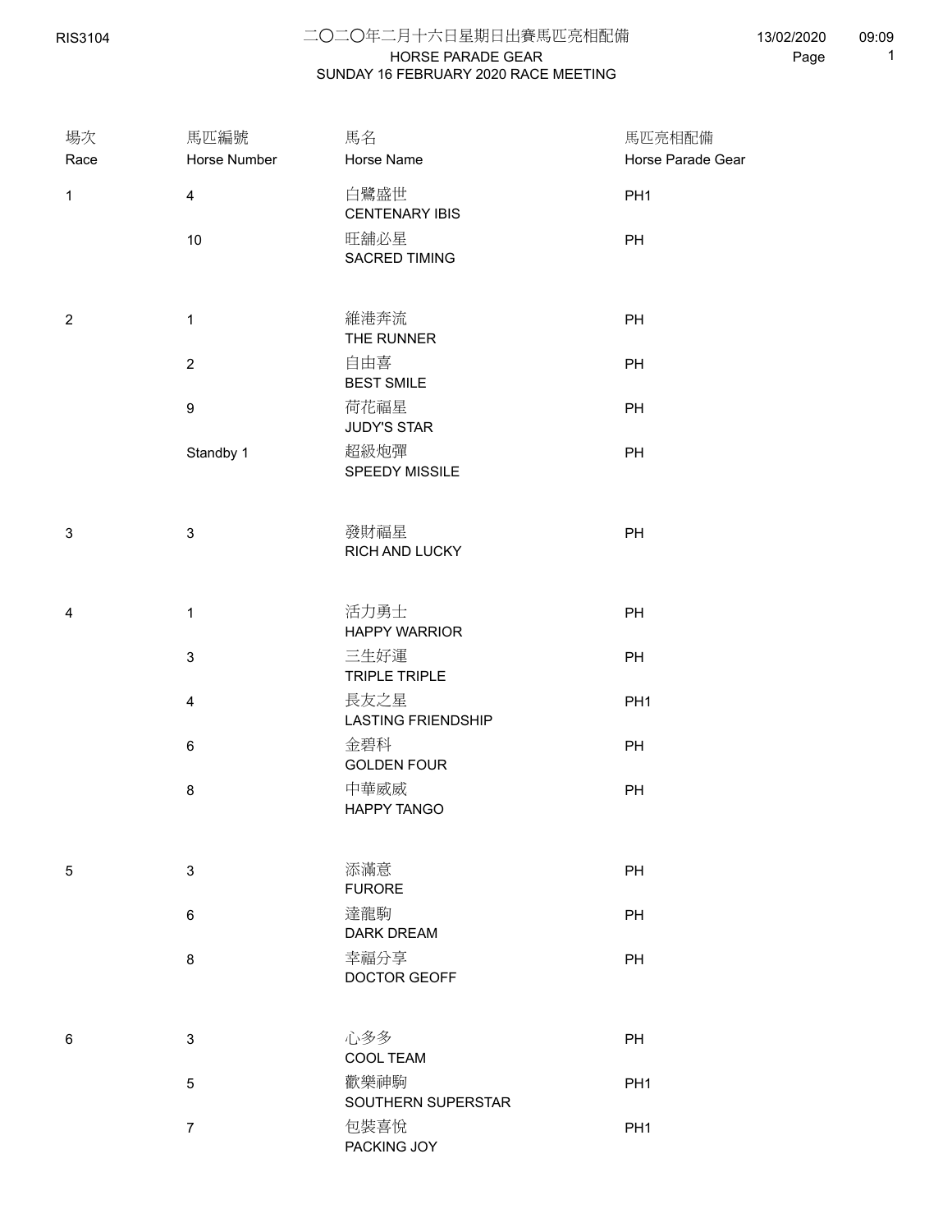# 二〇二〇年二月十六日星期日出賽馬匹亮相配備

## HORSE PARADE GEAR

## SUNDAY 16 FEBRUARY 2020 RACE MEETING

RIS3104 13/02/2020 09:09

| 場次<br>Race | 馬匹編號<br>Horse Number | 馬名<br>Horse Name | 馬匹亮相配備<br>Horse Parade Gear |
|---|---|---|---|
| 1 | 4 | 白鷺盛世<br>CENTENARY IBIS | PH1 |
| | 10 | 旺舖必星<br>SACRED TIMING | PH |
| 2 | 1 | 維港奔流<br>THE RUNNER | PH |
| | 2 | 自由喜<br>BEST SMILE | PH |
| | 9 | 荷花福星<br>JUDY'S STAR | PH |
| | Standby 1 | 超級炮彈<br>SPEEDY MISSILE | PH |
| 3 | 3 | 發財福星<br>RICH AND LUCKY | PH |
| 4 | 1 | 活力勇士<br>HAPPY WARRIOR | PH |
| | 3 | 三生好運<br>TRIPLE TRIPLE | PH |
| | 4 | 長友之星<br>LASTING FRIENDSHIP | PH1 |
| | 6 | 金碧科<br>GOLDEN FOUR | PH |
| | 8 | 中華威威<br>HAPPY TANGO | PH |
| 5 | 3 | 添滿意<br>FURORE | PH |
| | 6 | 達龍駒<br>DARK DREAM | PH |
| | 8 | 幸福分享<br>DOCTOR GEOFF | PH |
| 6 | 3 | 心多多<br>COOL TEAM | PH |
| | 5 | 歡樂神駒<br>SOUTHERN SUPERSTAR | PH1 |
| | 7 | 包裝喜悅<br>PACKING JOY | PH1 |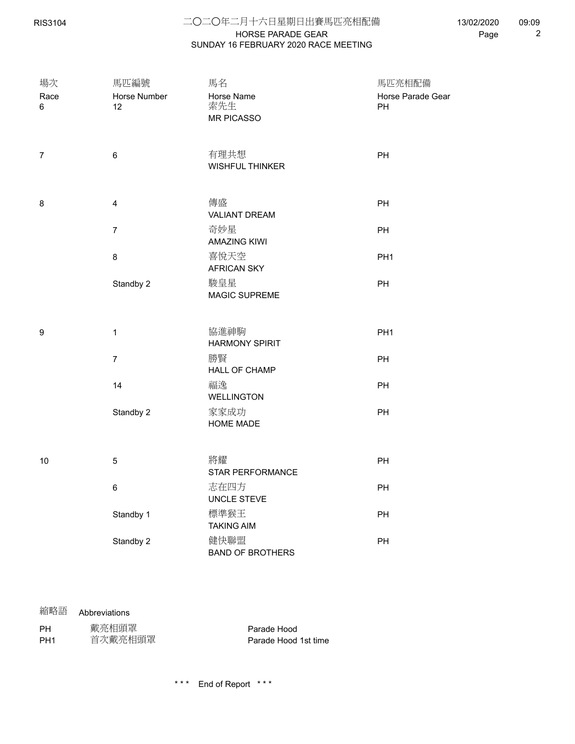# 二〇二〇年二月十六日星期日出賽馬匹亮相配備

## HORSE PARADE GEAR
## SUNDAY 16 FEBRUARY 2020 RACE MEETING

| 場次<br>Race | 馬匹編號<br>Horse Number | 馬名<br>Horse Name | 馬匹亮相配備<br>Horse Parade Gear |
|---|---|---|---|
| 6 | 12 | 索先生<br>MR PICASSO | PH |
| 7 | 6 | 有理共想<br>WISHFUL THINKER | PH |
| 8 | 4 | 傳盛<br>VALIANT DREAM | PH |
| | 7 | 奇妙星<br>AMAZING KIWI | PH |
| | 8 | 喜悅天空<br>AFRICAN SKY | PH1 |
| | Standby 2 | 駿皇星<br>MAGIC SUPREME | PH |
| 9 | 1 | 協進神駒<br>HARMONY SPIRIT | PH1 |
| | 7 | 勝賢<br>HALL OF CHAMP | PH |
| | 14 | 福逸<br>WELLINGTON | PH |
| | Standby 2 | 家家成功<br>HOME MADE | PH |
| 10 | 5 | 將耀<br>STAR PERFORMANCE | PH |
| | 6 | 志在四方<br>UNCLE STEVE | PH |
| | Standby 1 | 標準猴王<br>TAKING AIM | PH |
| | Standby 2 | 健快聯盟<br>BAND OF BROTHERS | PH |

縮略語 Abbreviations

| | | |
|---|---|---|
| PH | 戴亮相頭罩 | Parade Hood |
| PH1 | 首次戴亮相頭罩 | Parade Hood 1st time |

\*\*\* End of Report \*\*\*